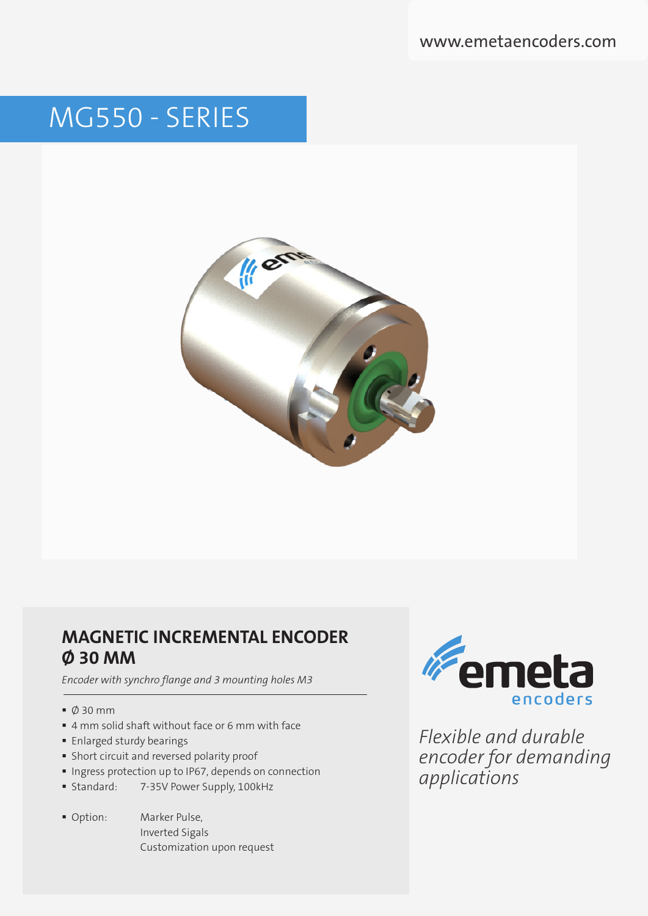www.emetaencoders.com

# MG550 - SERIES

## MAGNETIC INCREMENTAL ENCODER Ø 30 MM

*Encoder with synchro flange and 3 mounting holes M3*

- Ø 30 mm
- 4 mm solid shaft without face or 6 mm with face
- Enlarged sturdy bearings
- Short circuit and reversed polarity proof
- Ingress protection up to IP67, depends on connection
- Standard: 7-35V Power Supply, 100kHz
- Option: Marker Pulse, Inverted Sigals, Customization upon request

emeta encoders

*Flexible and durable encoder for demanding applications*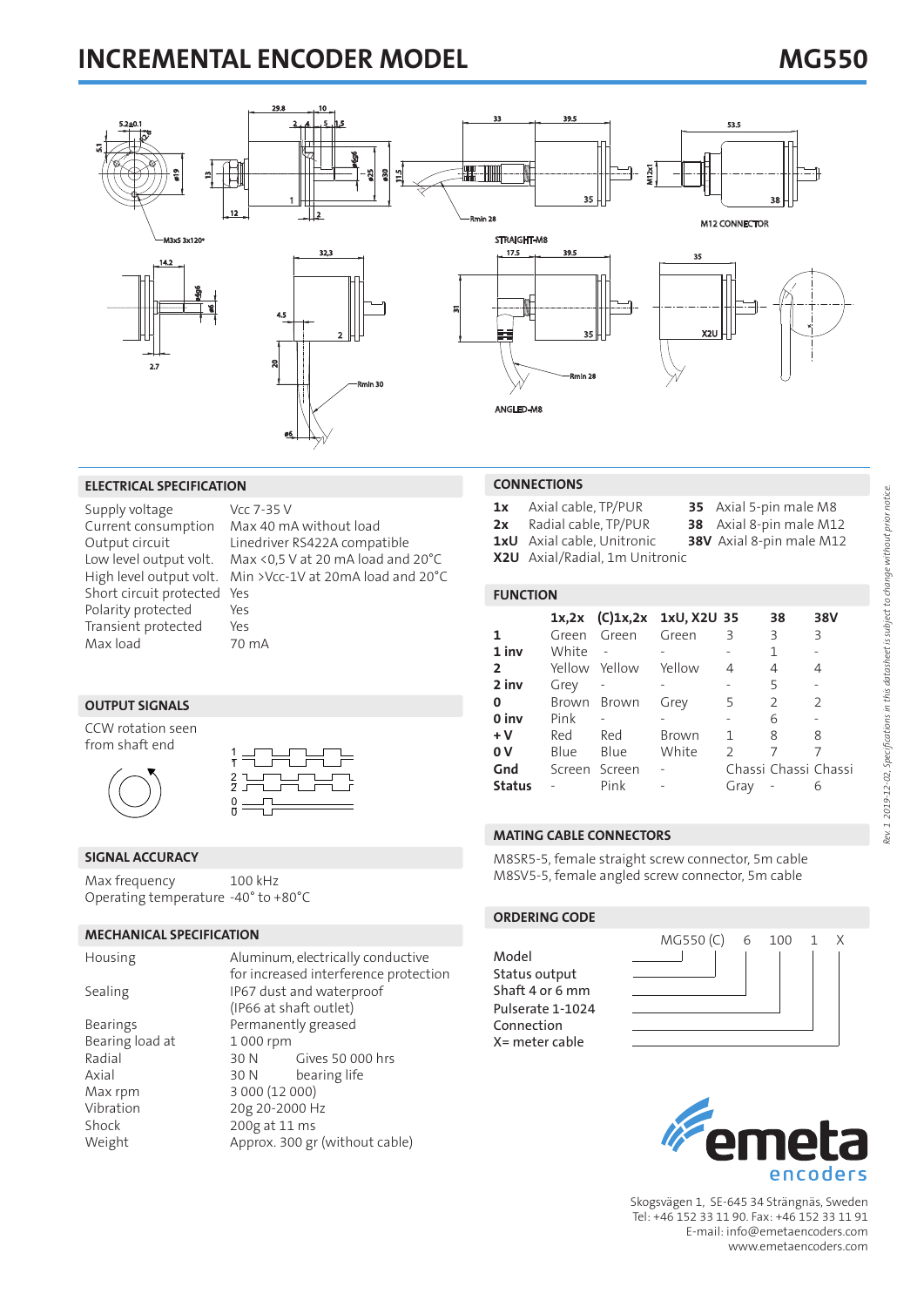# INCREMENTAL ENCODER MODEL MG550

29.8
10
5.2±0.1
2 4 5 1.5
5.1
ø19
13
12
M3x5 3x120°
1
2
ø25
11.5
33
39.5
35
Rmin 28
STRAIGHT-M8
M12x1
53.5
38
M12 CONNECTOR
14.2
ø6
2.7
32.3
4.5
2
20
ø6
Rmin 30
17.5
39.5
31
35
Rmin 28
ANGLED-M8
35
X2U

## ELECTRICAL SPECIFICATION

| | |
|---|---|
| Supply voltage | Vcc 7-35 V |
| Current consumption | Max 40 mA without load |
| Output circuit | Linedriver RS422A compatible |
| Low level output volt. | Max <0,5 V at 20 mA load and 20°C |
| High level output volt. | Min >Vcc-1V at 20mA load and 20°C |
| Short circuit protected | Yes |
| Polarity protected | Yes |
| Transient protected | Yes |
| Max load | 70 mA |

## OUTPUT SIGNALS

CCW rotation seen from shaft end

1
1̄
2
2̄
0
0̄

## SIGNAL ACCURACY

| | |
|---|---|
| Max frequency | 100 kHz |
| Operating temperature | -40° to +80°C |

## MECHANICAL SPECIFICATION

| | | |
|---|---|---|
| Housing | Aluminum, electrically conductive for increased interference protection | |
| Sealing | IP67 dust and waterproof (IP66 at shaft outlet) | |
| Bearings | Permanently greased | |
| Bearing load at | 1 000 rpm | |
| Radial | 30 N | Gives 50 000 hrs |
| Axial | 30 N | bearing life |
| Max rpm | 3 000 (12 000) | |
| Vibration | 20g 20-2000 Hz | |
| Shock | 200g at 11 ms | |
| Weight | Approx. 300 gr (without cable) | |

## CONNECTIONS

| | | | |
|---|---|---|---|
| **1x** | Axial cable, TP/PUR | **35** | Axial 5-pin male M8 |
| **2x** | Radial cable, TP/PUR | **38** | Axial 8-pin male M12 |
| **1xU** | Axial cable, Unitronic | **38V** | Axial 8-pin male M12 |
| **X2U** | Axial/Radial, 1m Unitronic | | |

## FUNCTION

| | 1x,2x | (C)1x,2x | 1xU, X2U | 35 | 38 | 38V |
|---|---|---|---|---|---|---|
| **1** | Green | Green | Green | 3 | 3 | 3 |
| **1 inv** | White | - | - | - | 1 | - |
| **2** | Yellow | Yellow | Yellow | 4 | 4 | 4 |
| **2 inv** | Grey | - | - | - | 5 | - |
| **0** | Brown | Brown | Grey | 5 | 2 | 2 |
| **0 inv** | Pink | - | - | - | 6 | - |
| **+V** | Red | Red | Brown | 1 | 8 | 8 |
| **0 V** | Blue | Blue | White | 2 | 7 | 7 |
| **Gnd** | Screen | Screen | - | Chassi | Chassi | Chassi |
| **Status** | - | Pink | - | Gray | - | 6 |

## MATING CABLE CONNECTORS

M8SR5-5, female straight screw connector, 5m cable
M8SV5-5, female angled screw connector, 5m cable

## ORDERING CODE

MG550 (C) 6 100 1 X

Model
Status output
Shaft 4 or 6 mm
Pulserate 1-1024
Connection
X= meter cable

emeta encoders

Skogsvägen 1, SE-645 34 Strängnäs, Sweden
Tel: +46 152 33 11 90. Fax: +46 152 33 11 91
E-mail: info@emetaencoders.com
www.emetaencoders.com

*Rev. 1 2019-12-02, Specifications in this datasheet is subject to change without prior notice.*